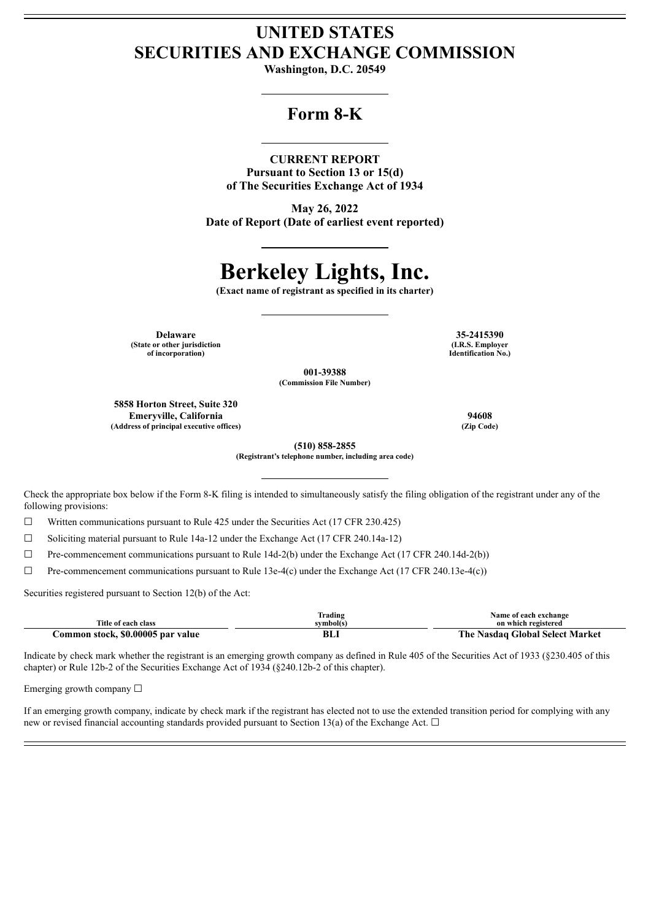# UNITED STATES
# SECURITIES AND EXCHANGE COMMISSION

**Washington, D.C. 20549**

## Form 8-K

**CURRENT REPORT**
**Pursuant to Section 13 or 15(d)**
**of The Securities Exchange Act of 1934**

**May 26, 2022**
**Date of Report (Date of earliest event reported)**

# Berkeley Lights, Inc.

**(Exact name of registrant as specified in its charter)**

| | | |
|---|---|---|
| **Delaware** | **001-39388** | **35-2415390** |
| **(State or other jurisdiction of incorporation)** | **(Commission File Number)** | **(I.R.S. Employer Identification No.)** |

**5858 Horton Street, Suite 320**
**Emeryville, California** — **94608**
**(Address of principal executive offices)** — **(Zip Code)**

**(510) 858-2855**
**(Registrant's telephone number, including area code)**

Check the appropriate box below if the Form 8-K filing is intended to simultaneously satisfy the filing obligation of the registrant under any of the following provisions:

☐ Written communications pursuant to Rule 425 under the Securities Act (17 CFR 230.425)

☐ Soliciting material pursuant to Rule 14a-12 under the Exchange Act (17 CFR 240.14a-12)

☐ Pre-commencement communications pursuant to Rule 14d-2(b) under the Exchange Act (17 CFR 240.14d-2(b))

☐ Pre-commencement communications pursuant to Rule 13e-4(c) under the Exchange Act (17 CFR 240.13e-4(c))

Securities registered pursuant to Section 12(b) of the Act:

| Title of each class | Trading symbol(s) | Name of each exchange on which registered |
|---|---|---|
| **Common stock, $0.00005 par value** | **BLI** | **The Nasdaq Global Select Market** |

Indicate by check mark whether the registrant is an emerging growth company as defined in Rule 405 of the Securities Act of 1933 (§230.405 of this chapter) or Rule 12b-2 of the Securities Exchange Act of 1934 (§240.12b-2 of this chapter).

Emerging growth company ☐

If an emerging growth company, indicate by check mark if the registrant has elected not to use the extended transition period for complying with any new or revised financial accounting standards provided pursuant to Section 13(a) of the Exchange Act. ☐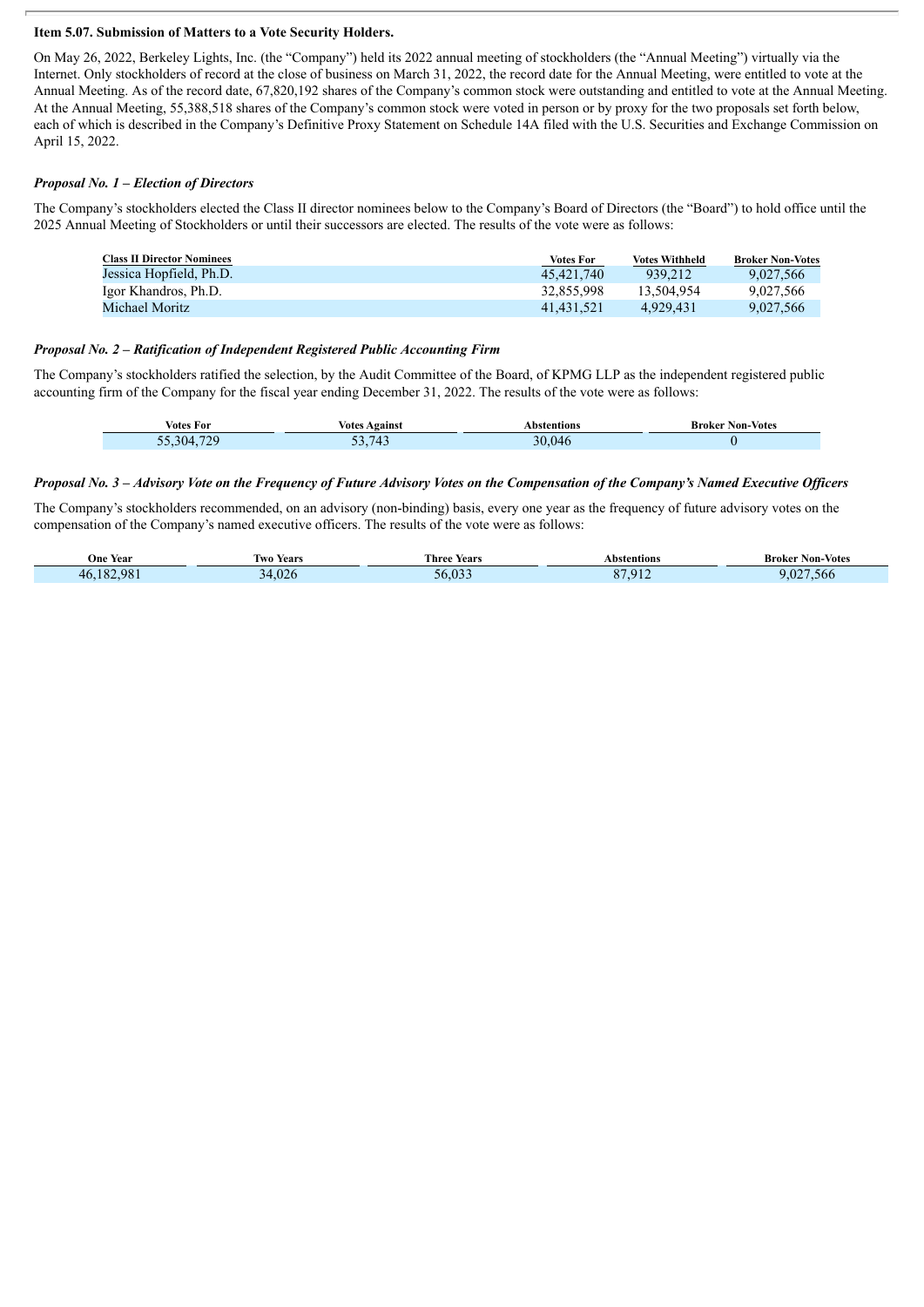**Item 5.07. Submission of Matters to a Vote Security Holders.**

On May 26, 2022, Berkeley Lights, Inc. (the "Company") held its 2022 annual meeting of stockholders (the "Annual Meeting") virtually via the Internet. Only stockholders of record at the close of business on March 31, 2022, the record date for the Annual Meeting, were entitled to vote at the Annual Meeting. As of the record date, 67,820,192 shares of the Company's common stock were outstanding and entitled to vote at the Annual Meeting. At the Annual Meeting, 55,388,518 shares of the Company's common stock were voted in person or by proxy for the two proposals set forth below, each of which is described in the Company's Definitive Proxy Statement on Schedule 14A filed with the U.S. Securities and Exchange Commission on April 15, 2022.

***Proposal No. 1 – Election of Directors***

The Company's stockholders elected the Class II director nominees below to the Company's Board of Directors (the "Board") to hold office until the 2025 Annual Meeting of Stockholders or until their successors are elected. The results of the vote were as follows:

| Class II Director Nominees | Votes For | Votes Withheld | Broker Non-Votes |
|---|---|---|---|
| Jessica Hopfield, Ph.D. | 45,421,740 | 939,212 | 9,027,566 |
| Igor Khandros, Ph.D. | 32,855,998 | 13,504,954 | 9,027,566 |
| Michael Moritz | 41,431,521 | 4,929,431 | 9,027,566 |

***Proposal No. 2 – Ratification of Independent Registered Public Accounting Firm***

The Company's stockholders ratified the selection, by the Audit Committee of the Board, of KPMG LLP as the independent registered public accounting firm of the Company for the fiscal year ending December 31, 2022. The results of the vote were as follows:

| Votes For | Votes Against | Abstentions | Broker Non-Votes |
|---|---|---|---|
| 55,304,729 | 53,743 | 30,046 | 0 |

***Proposal No. 3 – Advisory Vote on the Frequency of Future Advisory Votes on the Compensation of the Company's Named Executive Officers***

The Company's stockholders recommended, on an advisory (non-binding) basis, every one year as the frequency of future advisory votes on the compensation of the Company's named executive officers. The results of the vote were as follows:

| One Year | Two Years | Three Years | Abstentions | Broker Non-Votes |
|---|---|---|---|---|
| 46,182,981 | 34,026 | 56,033 | 87,912 | 9,027,566 |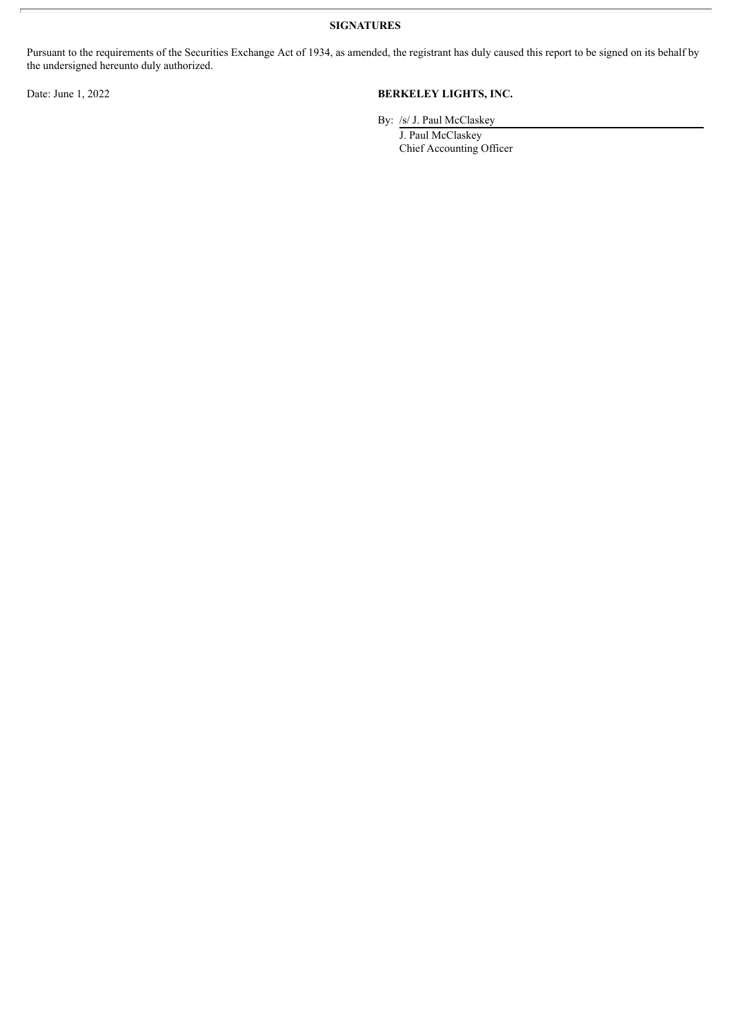**SIGNATURES**

Pursuant to the requirements of the Securities Exchange Act of 1934, as amended, the registrant has duly caused this report to be signed on its behalf by the undersigned hereunto duly authorized.

Date: June 1, 2022

**BERKELEY LIGHTS, INC.**

By: /s/ J. Paul McClaskey

J. Paul McClaskey
Chief Accounting Officer